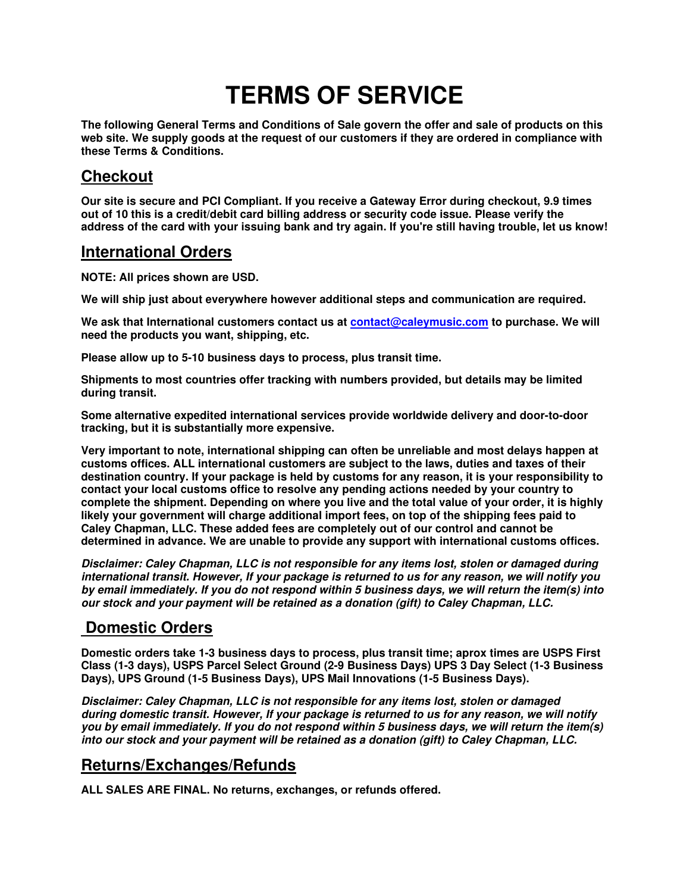# TERMS OF SERVICE

**The following General Terms and Conditions of Sale govern the offer and sale of products on this web site. We supply goods at the request of our customers if they are ordered in compliance with these Terms & Conditions.**

## Checkout

**Our site is secure and PCI Compliant. If you receive a Gateway Error during checkout, 9.9 times out of 10 this is a credit/debit card billing address or security code issue. Please verify the address of the card with your issuing bank and try again. If you're still having trouble, let us know!**

## International Orders

**NOTE: All prices shown are USD.**

**We will ship just about everywhere however additional steps and communication are required.**

**We ask that International customers contact us at [contact@caleymusic.com](mailto:contact@caleymusic.com) to purchase. We will need the products you want, shipping, etc.**

**Please allow up to 5-10 business days to process, plus transit time.**

**Shipments to most countries offer tracking with numbers provided, but details may be limited during transit.**

**Some alternative expedited international services provide worldwide delivery and door-to-door tracking, but it is substantially more expensive.**

**Very important to note, international shipping can often be unreliable and most delays happen at customs offices. ALL international customers are subject to the laws, duties and taxes of their destination country. If your package is held by customs for any reason, it is your responsibility to contact your local customs office to resolve any pending actions needed by your country to complete the shipment. Depending on where you live and the total value of your order, it is highly likely your government will charge additional import fees, on top of the shipping fees paid to Caley Chapman, LLC. These added fees are completely out of our control and cannot be determined in advance. We are unable to provide any support with international customs offices.**

***Disclaimer: Caley Chapman, LLC is not responsible for any items lost, stolen or damaged during international transit. However, If your package is returned to us for any reason, we will notify you by email immediately. If you do not respond within 5 business days, we will return the item(s) into our stock and your payment will be retained as a donation (gift) to Caley Chapman, LLC.***

## Domestic Orders

**Domestic orders take 1-3 business days to process, plus transit time; aprox times are USPS First Class (1-3 days), USPS Parcel Select Ground (2-9 Business Days) UPS 3 Day Select (1-3 Business Days), UPS Ground (1-5 Business Days), UPS Mail Innovations (1-5 Business Days).**

***Disclaimer: Caley Chapman, LLC is not responsible for any items lost, stolen or damaged during domestic transit. However, If your package is returned to us for any reason, we will notify you by email immediately. If you do not respond within 5 business days, we will return the item(s) into our stock and your payment will be retained as a donation (gift) to Caley Chapman, LLC.***

## Returns/Exchanges/Refunds

**ALL SALES ARE FINAL. No returns, exchanges, or refunds offered.**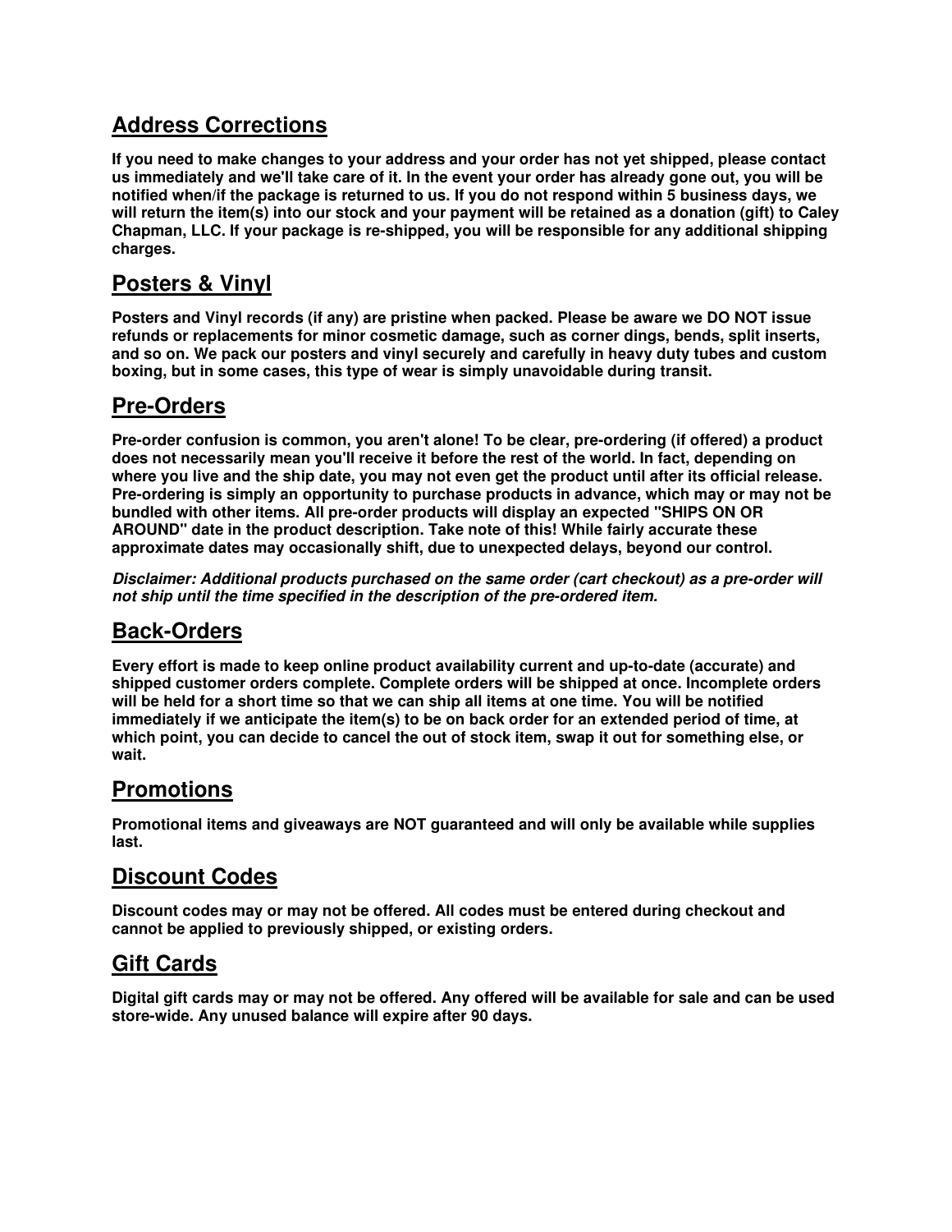## Address Corrections

**If you need to make changes to your address and your order has not yet shipped, please contact us immediately and we'll take care of it. In the event your order has already gone out, you will be notified when/if the package is returned to us. If you do not respond within 5 business days, we will return the item(s) into our stock and your payment will be retained as a donation (gift) to Caley Chapman, LLC. If your package is re-shipped, you will be responsible for any additional shipping charges.**

## Posters & Vinyl

**Posters and Vinyl records (if any) are pristine when packed. Please be aware we DO NOT issue refunds or replacements for minor cosmetic damage, such as corner dings, bends, split inserts, and so on. We pack our posters and vinyl securely and carefully in heavy duty tubes and custom boxing, but in some cases, this type of wear is simply unavoidable during transit.**

## Pre-Orders

**Pre-order confusion is common, you aren't alone! To be clear, pre-ordering (if offered) a product does not necessarily mean you'll receive it before the rest of the world. In fact, depending on where you live and the ship date, you may not even get the product until after its official release. Pre-ordering is simply an opportunity to purchase products in advance, which may or may not be bundled with other items. All pre-order products will display an expected "SHIPS ON OR AROUND" date in the product description. Take note of this! While fairly accurate these approximate dates may occasionally shift, due to unexpected delays, beyond our control.**

***Disclaimer: Additional products purchased on the same order (cart checkout) as a pre-order will not ship until the time specified in the description of the pre-ordered item.***

## Back-Orders

**Every effort is made to keep online product availability current and up-to-date (accurate) and shipped customer orders complete. Complete orders will be shipped at once. Incomplete orders will be held for a short time so that we can ship all items at one time. You will be notified immediately if we anticipate the item(s) to be on back order for an extended period of time, at which point, you can decide to cancel the out of stock item, swap it out for something else, or wait.**

## Promotions

**Promotional items and giveaways are NOT guaranteed and will only be available while supplies last.**

## Discount Codes

**Discount codes may or may not be offered. All codes must be entered during checkout and cannot be applied to previously shipped, or existing orders.**

## Gift Cards

**Digital gift cards may or may not be offered. Any offered will be available for sale and can be used store-wide. Any unused balance will expire after 90 days.**